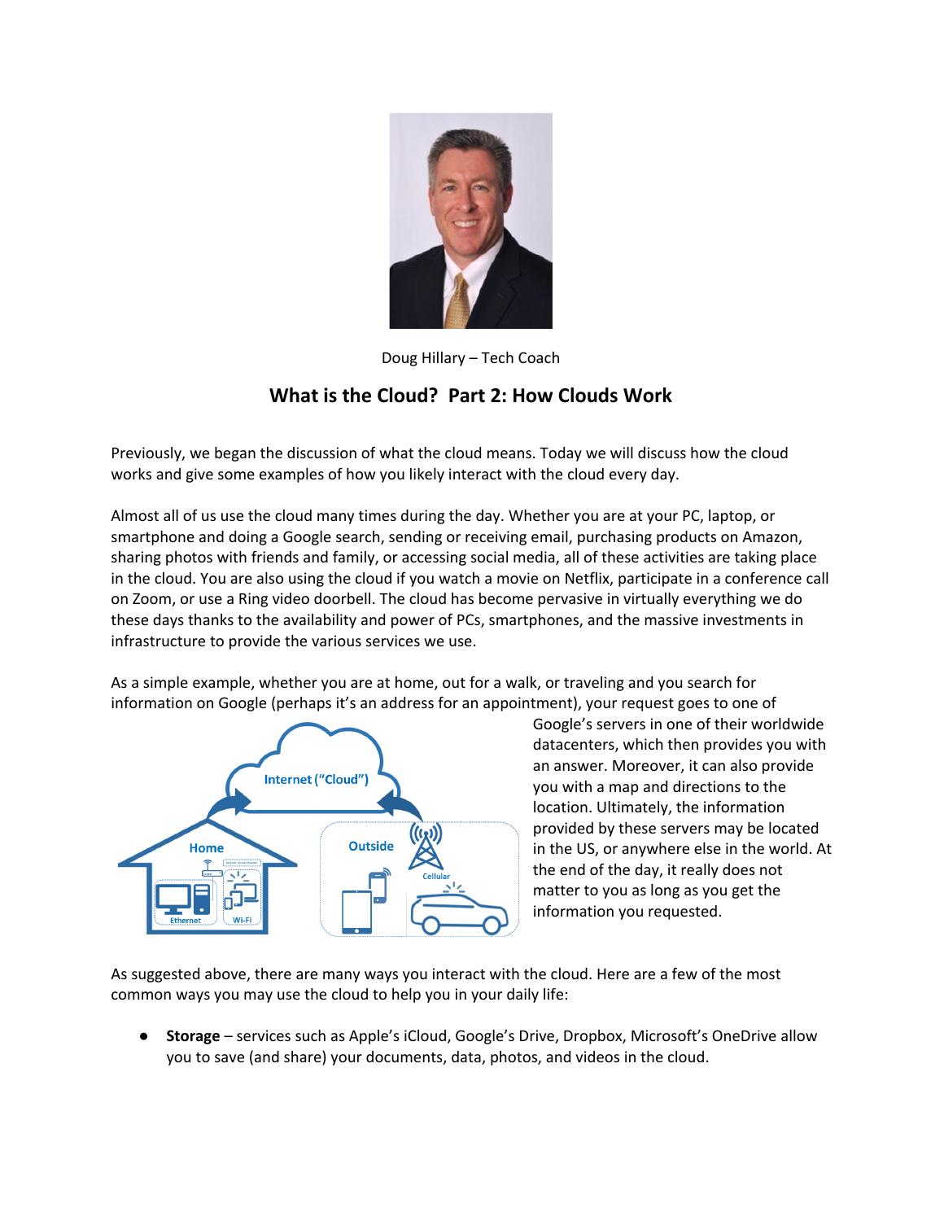Doug Hillary – Tech Coach

# What is the Cloud? Part 2: How Clouds Work

Previously, we began the discussion of what the cloud means. Today we will discuss how the cloud works and give some examples of how you likely interact with the cloud every day.

Almost all of us use the cloud many times during the day. Whether you are at your PC, laptop, or smartphone and doing a Google search, sending or receiving email, purchasing products on Amazon, sharing photos with friends and family, or accessing social media, all of these activities are taking place in the cloud. You are also using the cloud if you watch a movie on Netflix, participate in a conference call on Zoom, or use a Ring video doorbell. The cloud has become pervasive in virtually everything we do these days thanks to the availability and power of PCs, smartphones, and the massive investments in infrastructure to provide the various services we use.

As a simple example, whether you are at home, out for a walk, or traveling and you search for information on Google (perhaps it's an address for an appointment), your request goes to one of Google's servers in one of their worldwide datacenters, which then provides you with an answer. Moreover, it can also provide you with a map and directions to the location. Ultimately, the information provided by these servers may be located in the US, or anywhere else in the world. At the end of the day, it really does not matter to you as long as you get the information you requested.

As suggested above, there are many ways you interact with the cloud. Here are a few of the most common ways you may use the cloud to help you in your daily life:

- **Storage** – services such as Apple's iCloud, Google's Drive, Dropbox, Microsoft's OneDrive allow you to save (and share) your documents, data, photos, and videos in the cloud.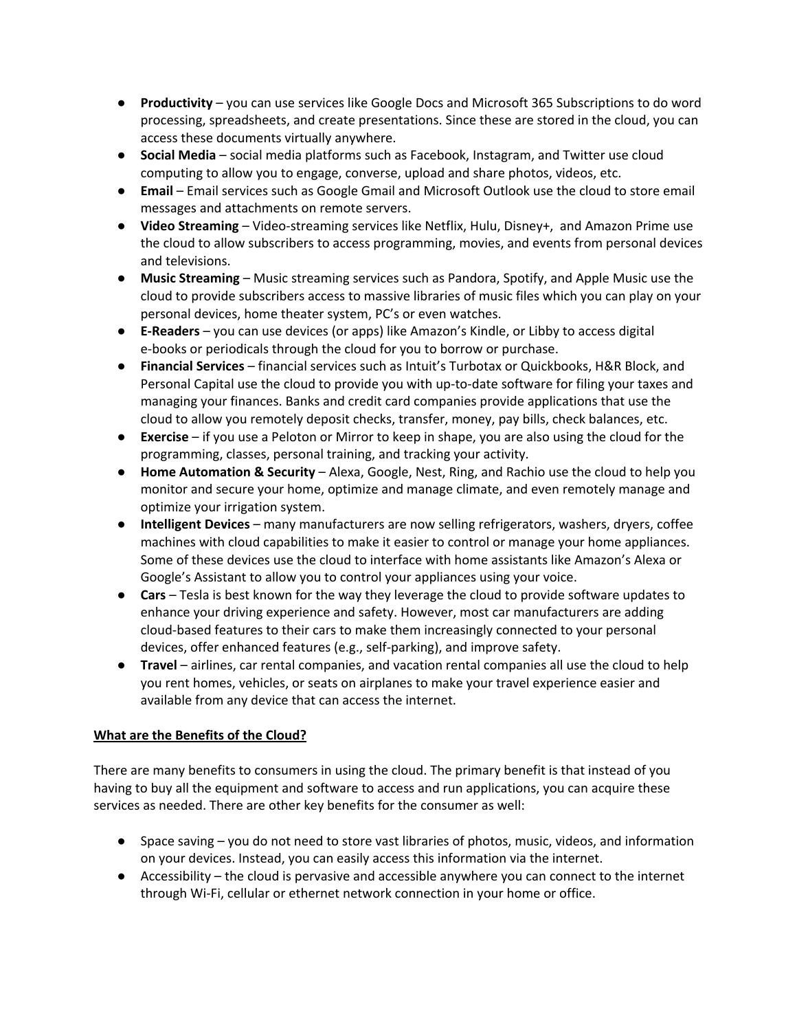- **Productivity** – you can use services like Google Docs and Microsoft 365 Subscriptions to do word processing, spreadsheets, and create presentations. Since these are stored in the cloud, you can access these documents virtually anywhere.
- **Social Media** – social media platforms such as Facebook, Instagram, and Twitter use cloud computing to allow you to engage, converse, upload and share photos, videos, etc.
- **Email** – Email services such as Google Gmail and Microsoft Outlook use the cloud to store email messages and attachments on remote servers.
- **Video Streaming** – Video-streaming services like Netflix, Hulu, Disney+, and Amazon Prime use the cloud to allow subscribers to access programming, movies, and events from personal devices and televisions.
- **Music Streaming** – Music streaming services such as Pandora, Spotify, and Apple Music use the cloud to provide subscribers access to massive libraries of music files which you can play on your personal devices, home theater system, PC's or even watches.
- **E-Readers** – you can use devices (or apps) like Amazon's Kindle, or Libby to access digital e-books or periodicals through the cloud for you to borrow or purchase.
- **Financial Services** – financial services such as Intuit's Turbotax or Quickbooks, H&R Block, and Personal Capital use the cloud to provide you with up-to-date software for filing your taxes and managing your finances. Banks and credit card companies provide applications that use the cloud to allow you remotely deposit checks, transfer, money, pay bills, check balances, etc.
- **Exercise** – if you use a Peloton or Mirror to keep in shape, you are also using the cloud for the programming, classes, personal training, and tracking your activity.
- **Home Automation & Security** – Alexa, Google, Nest, Ring, and Rachio use the cloud to help you monitor and secure your home, optimize and manage climate, and even remotely manage and optimize your irrigation system.
- **Intelligent Devices** – many manufacturers are now selling refrigerators, washers, dryers, coffee machines with cloud capabilities to make it easier to control or manage your home appliances. Some of these devices use the cloud to interface with home assistants like Amazon's Alexa or Google's Assistant to allow you to control your appliances using your voice.
- **Cars** – Tesla is best known for the way they leverage the cloud to provide software updates to enhance your driving experience and safety. However, most car manufacturers are adding cloud-based features to their cars to make them increasingly connected to your personal devices, offer enhanced features (e.g., self-parking), and improve safety.
- **Travel** – airlines, car rental companies, and vacation rental companies all use the cloud to help you rent homes, vehicles, or seats on airplanes to make your travel experience easier and available from any device that can access the internet.

**<u>What are the Benefits of the Cloud?</u>**

There are many benefits to consumers in using the cloud. The primary benefit is that instead of you having to buy all the equipment and software to access and run applications, you can acquire these services as needed. There are other key benefits for the consumer as well:

- Space saving – you do not need to store vast libraries of photos, music, videos, and information on your devices. Instead, you can easily access this information via the internet.
- Accessibility – the cloud is pervasive and accessible anywhere you can connect to the internet through Wi-Fi, cellular or ethernet network connection in your home or office.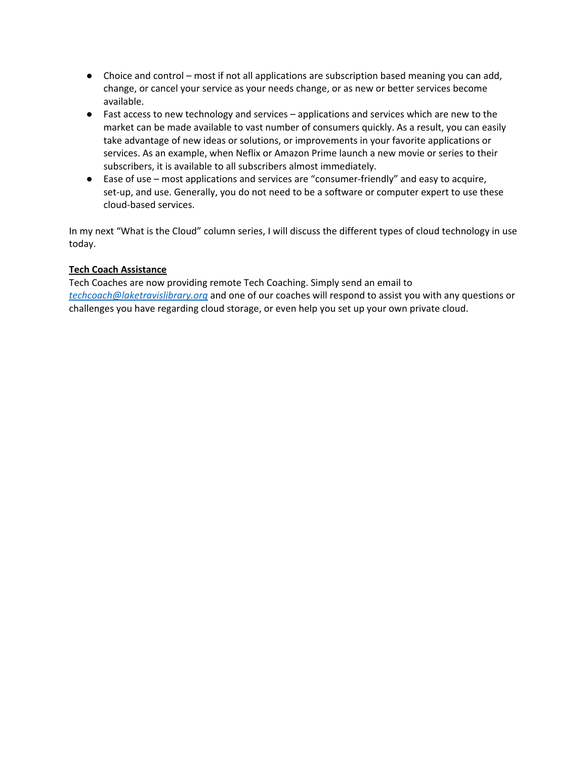- Choice and control – most if not all applications are subscription based meaning you can add, change, or cancel your service as your needs change, or as new or better services become available.
- Fast access to new technology and services – applications and services which are new to the market can be made available to vast number of consumers quickly. As a result, you can easily take advantage of new ideas or solutions, or improvements in your favorite applications or services. As an example, when Neflix or Amazon Prime launch a new movie or series to their subscribers, it is available to all subscribers almost immediately.
- Ease of use – most applications and services are "consumer-friendly" and easy to acquire, set-up, and use. Generally, you do not need to be a software or computer expert to use these cloud-based services.

In my next "What is the Cloud" column series, I will discuss the different types of cloud technology in use today.

**Tech Coach Assistance**

Tech Coaches are now providing remote Tech Coaching. Simply send an email to *techcoach@laketravislibrary.org* and one of our coaches will respond to assist you with any questions or challenges you have regarding cloud storage, or even help you set up your own private cloud.